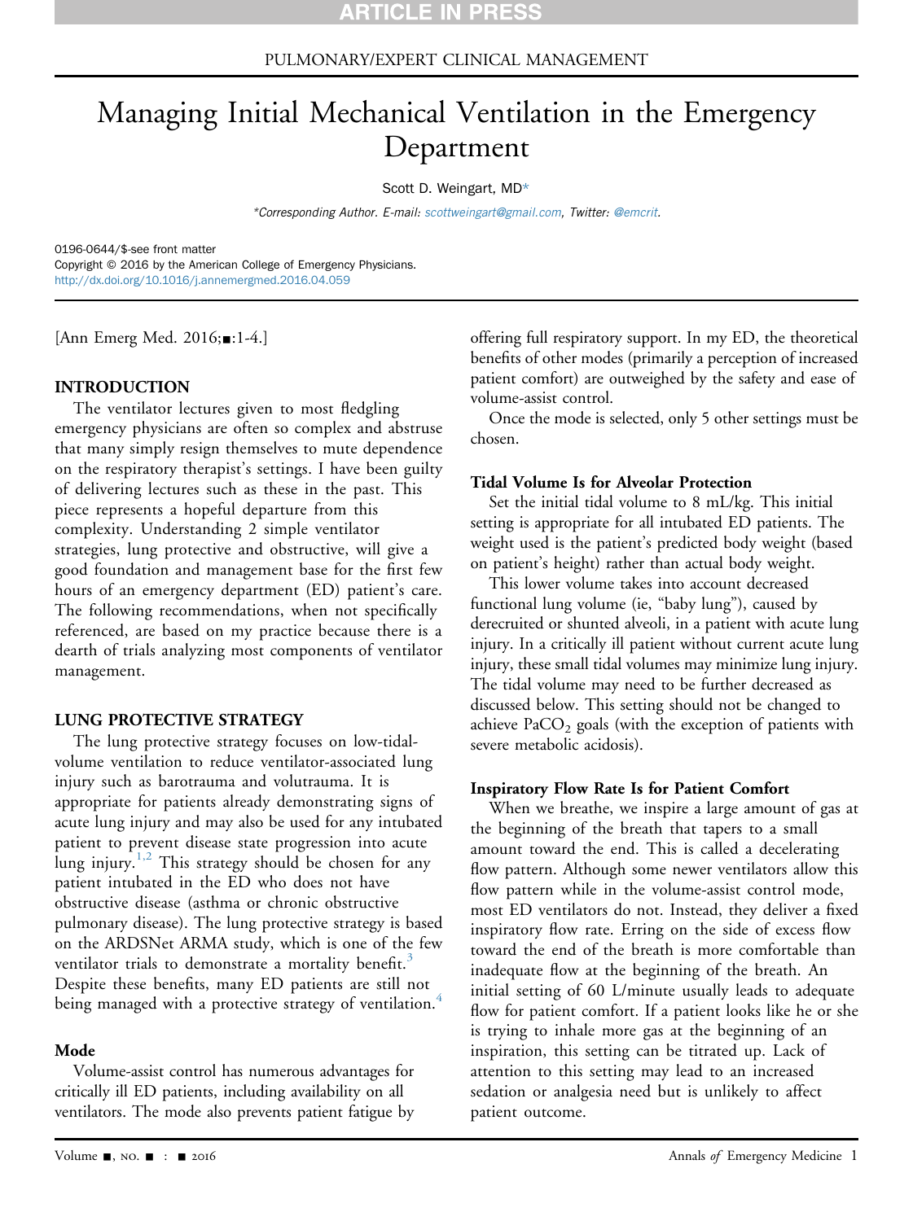PULMONARY/EXPERT CLINICAL MANAGEMENT

# Managing Initial Mechanical Ventilation in the Emergency Department

Scott D. Weingart, MD*

*Corresponding Author. E-mail: scottweingart@gmail.com, Twitter: @emcrit.

0196-0644/$-see front matter
Copyright © 2016 by the American College of Emergency Physicians.
http://dx.doi.org/10.1016/j.annemergmed.2016.04.059

[Ann Emerg Med. 2016;■:1-4.]

## INTRODUCTION

The ventilator lectures given to most fledgling emergency physicians are often so complex and abstruse that many simply resign themselves to mute dependence on the respiratory therapist's settings. I have been guilty of delivering lectures such as these in the past. This piece represents a hopeful departure from this complexity. Understanding 2 simple ventilator strategies, lung protective and obstructive, will give a good foundation and management base for the first few hours of an emergency department (ED) patient's care. The following recommendations, when not specifically referenced, are based on my practice because there is a dearth of trials analyzing most components of ventilator management.

## LUNG PROTECTIVE STRATEGY

The lung protective strategy focuses on low-tidal-volume ventilation to reduce ventilator-associated lung injury such as barotrauma and volutrauma. It is appropriate for patients already demonstrating signs of acute lung injury and may also be used for any intubated patient to prevent disease state progression into acute lung injury.[1,2] This strategy should be chosen for any patient intubated in the ED who does not have obstructive disease (asthma or chronic obstructive pulmonary disease). The lung protective strategy is based on the ARDSNet ARMA study, which is one of the few ventilator trials to demonstrate a mortality benefit.[3] Despite these benefits, many ED patients are still not being managed with a protective strategy of ventilation.[4]

### Mode

Volume-assist control has numerous advantages for critically ill ED patients, including availability on all ventilators. The mode also prevents patient fatigue by offering full respiratory support. In my ED, the theoretical benefits of other modes (primarily a perception of increased patient comfort) are outweighed by the safety and ease of volume-assist control.

Once the mode is selected, only 5 other settings must be chosen.

### Tidal Volume Is for Alveolar Protection

Set the initial tidal volume to 8 mL/kg. This initial setting is appropriate for all intubated ED patients. The weight used is the patient's predicted body weight (based on patient's height) rather than actual body weight.

This lower volume takes into account decreased functional lung volume (ie, "baby lung"), caused by derecruited or shunted alveoli, in a patient with acute lung injury. In a critically ill patient without current acute lung injury, these small tidal volumes may minimize lung injury. The tidal volume may need to be further decreased as discussed below. This setting should not be changed to achieve $PaCO_2$ goals (with the exception of patients with severe metabolic acidosis).

### Inspiratory Flow Rate Is for Patient Comfort

When we breathe, we inspire a large amount of gas at the beginning of the breath that tapers to a small amount toward the end. This is called a decelerating flow pattern. Although some newer ventilators allow this flow pattern while in the volume-assist control mode, most ED ventilators do not. Instead, they deliver a fixed inspiratory flow rate. Erring on the side of excess flow toward the end of the breath is more comfortable than inadequate flow at the beginning of the breath. An initial setting of 60 L/minute usually leads to adequate flow for patient comfort. If a patient looks like he or she is trying to inhale more gas at the beginning of an inspiration, this setting can be titrated up. Lack of attention to this setting may lead to an increased sedation or analgesia need but is unlikely to affect patient outcome.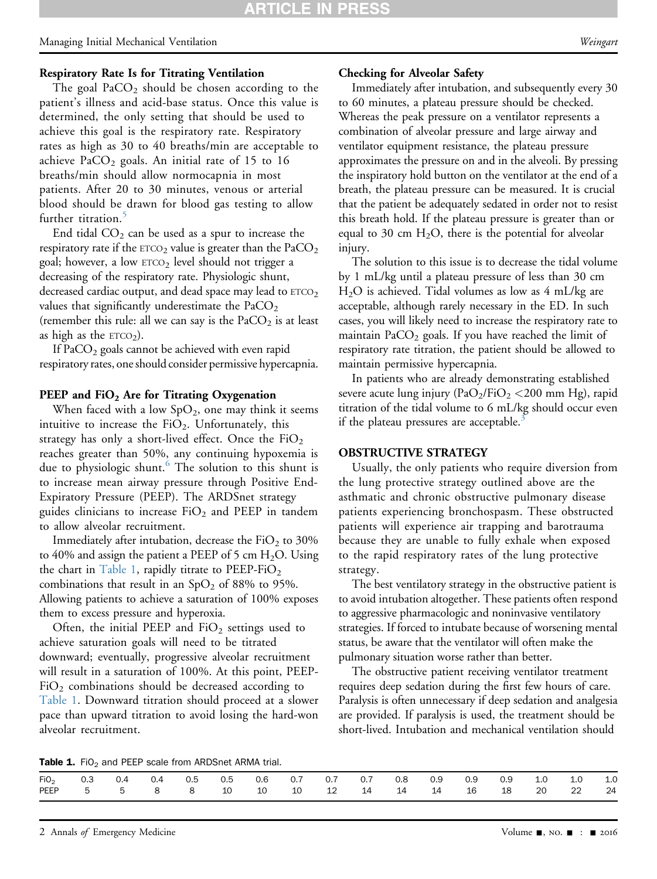### Respiratory Rate Is for Titrating Ventilation

The goal $PaCO_2$ should be chosen according to the patient's illness and acid-base status. Once this value is determined, the only setting that should be used to achieve this goal is the respiratory rate. Respiratory rates as high as 30 to 40 breaths/min are acceptable to achieve $PaCO_2$ goals. An initial rate of 15 to 16 breaths/min should allow normocapnia in most patients. After 20 to 30 minutes, venous or arterial blood should be drawn for blood gas testing to allow further titration.[5]

End tidal $CO_2$ can be used as a spur to increase the respiratory rate if the $ETCO_2$ value is greater than the $PaCO_2$ goal; however, a low $ETCO_2$ level should not trigger a decreasing of the respiratory rate. Physiologic shunt, decreased cardiac output, and dead space may lead to $ETCO_2$ values that significantly underestimate the $PaCO_2$ (remember this rule: all we can say is the $PaCO_2$ is at least as high as the $ETCO_2$).

If $PaCO_2$ goals cannot be achieved with even rapid respiratory rates, one should consider permissive hypercapnia.

### PEEP and $FiO_2$ Are for Titrating Oxygenation

When faced with a low $SpO_2$, one may think it seems intuitive to increase the $FiO_2$. Unfortunately, this strategy has only a short-lived effect. Once the $FiO_2$ reaches greater than 50%, any continuing hypoxemia is due to physiologic shunt.[6] The solution to this shunt is to increase mean airway pressure through Positive End-Expiratory Pressure (PEEP). The ARDSnet strategy guides clinicians to increase $FiO_2$ and PEEP in tandem to allow alveolar recruitment.

Immediately after intubation, decrease the $FiO_2$ to 30% to 40% and assign the patient a PEEP of 5 cm $H_2O$. Using the chart in Table 1, rapidly titrate to PEEP-$FiO_2$ combinations that result in an $SpO_2$ of 88% to 95%. Allowing patients to achieve a saturation of 100% exposes them to excess pressure and hyperoxia.

Often, the initial PEEP and $FiO_2$ settings used to achieve saturation goals will need to be titrated downward; eventually, progressive alveolar recruitment will result in a saturation of 100%. At this point, PEEP-$FiO_2$ combinations should be decreased according to Table 1. Downward titration should proceed at a slower pace than upward titration to avoid losing the hard-won alveolar recruitment.

### Checking for Alveolar Safety

Immediately after intubation, and subsequently every 30 to 60 minutes, a plateau pressure should be checked. Whereas the peak pressure on a ventilator represents a combination of alveolar pressure and large airway and ventilator equipment resistance, the plateau pressure approximates the pressure on and in the alveoli. By pressing the inspiratory hold button on the ventilator at the end of a breath, the plateau pressure can be measured. It is crucial that the patient be adequately sedated in order not to resist this breath hold. If the plateau pressure is greater than or equal to 30 cm $H_2O$, there is the potential for alveolar injury.

The solution to this issue is to decrease the tidal volume by 1 mL/kg until a plateau pressure of less than 30 cm $H_2O$ is achieved. Tidal volumes as low as 4 mL/kg are acceptable, although rarely necessary in the ED. In such cases, you will likely need to increase the respiratory rate to maintain $PaCO_2$ goals. If you have reached the limit of respiratory rate titration, the patient should be allowed to maintain permissive hypercapnia.

In patients who are already demonstrating established severe acute lung injury ($PaO_2/FiO_2$ <200 mm Hg), rapid titration of the tidal volume to 6 mL/kg should occur even if the plateau pressures are acceptable.[3]

## OBSTRUCTIVE STRATEGY

Usually, the only patients who require diversion from the lung protective strategy outlined above are the asthmatic and chronic obstructive pulmonary disease patients experiencing bronchospasm. These obstructed patients will experience air trapping and barotrauma because they are unable to fully exhale when exposed to the rapid respiratory rates of the lung protective strategy.

The best ventilatory strategy in the obstructive patient is to avoid intubation altogether. These patients often respond to aggressive pharmacologic and noninvasive ventilatory strategies. If forced to intubate because of worsening mental status, be aware that the ventilator will often make the pulmonary situation worse rather than better.

The obstructive patient receiving ventilator treatment requires deep sedation during the first few hours of care. Paralysis is often unnecessary if deep sedation and analgesia are provided. If paralysis is used, the treatment should be short-lived. Intubation and mechanical ventilation should

**Table 1.** $FiO_2$ and PEEP scale from ARDSnet ARMA trial.

| $FiO_2$ | 0.3 | 0.4 | 0.4 | 0.5 | 0.5 | 0.6 | 0.7 | 0.7 | 0.7 | 0.8 | 0.9 | 0.9 | 0.9 | 1.0 | 1.0 | 1.0 |
|---|---|---|---|---|---|---|---|---|---|---|---|---|---|---|---|---|
| PEEP | 5 | 5 | 8 | 8 | 10 | 10 | 10 | 12 | 14 | 14 | 14 | 16 | 18 | 20 | 22 | 24 |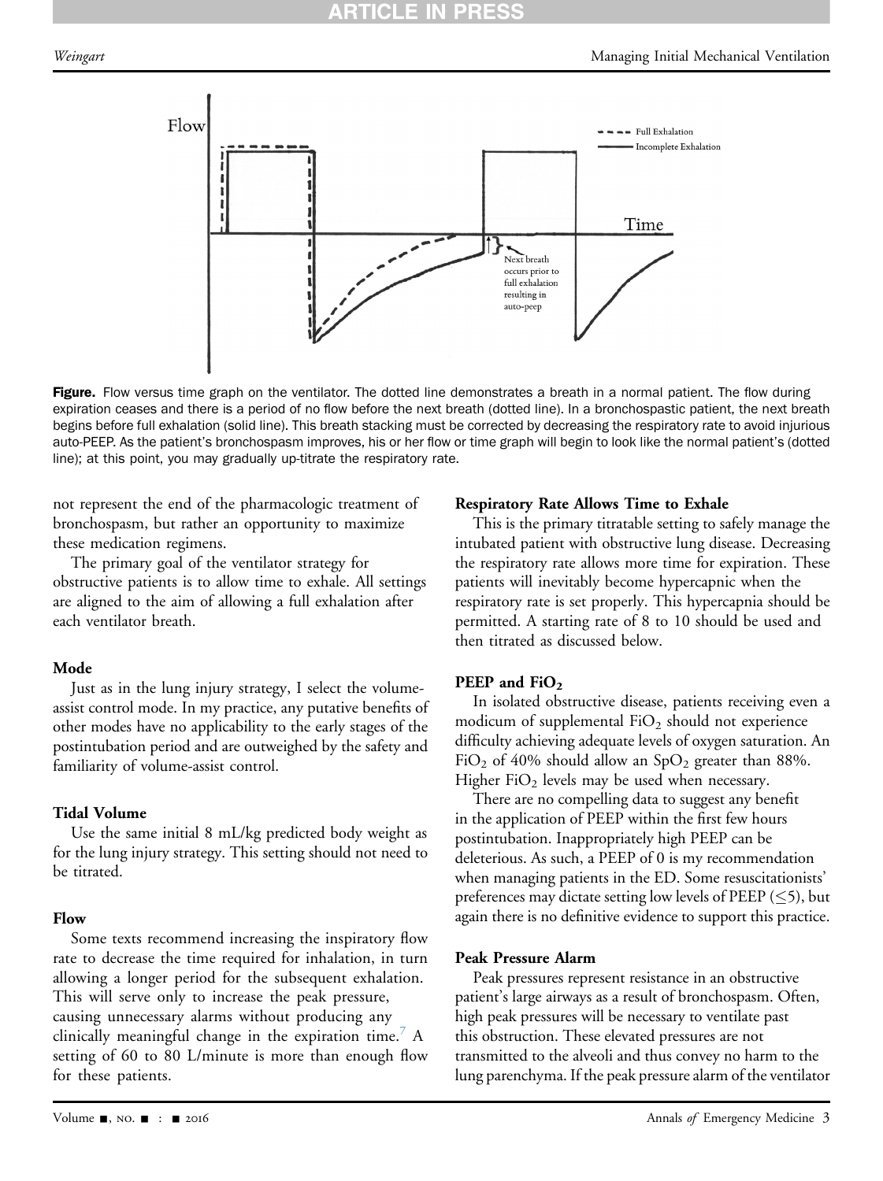Flow

Full Exhalation

Incomplete Exhalation

Time

Next breath occurs prior to full exhalation resulting in auto-peep

**Figure.** Flow versus time graph on the ventilator. The dotted line demonstrates a breath in a normal patient. The flow during expiration ceases and there is a period of no flow before the next breath (dotted line). In a bronchospastic patient, the next breath begins before full exhalation (solid line). This breath stacking must be corrected by decreasing the respiratory rate to avoid injurious auto-PEEP. As the patient's bronchospasm improves, his or her flow or time graph will begin to look like the normal patient's (dotted line); at this point, you may gradually up-titrate the respiratory rate.

not represent the end of the pharmacologic treatment of bronchospasm, but rather an opportunity to maximize these medication regimens.

The primary goal of the ventilator strategy for obstructive patients is to allow time to exhale. All settings are aligned to the aim of allowing a full exhalation after each ventilator breath.

### Mode

Just as in the lung injury strategy, I select the volume-assist control mode. In my practice, any putative benefits of other modes have no applicability to the early stages of the postintubation period and are outweighed by the safety and familiarity of volume-assist control.

### Tidal Volume

Use the same initial 8 mL/kg predicted body weight as for the lung injury strategy. This setting should not need to be titrated.

### Flow

Some texts recommend increasing the inspiratory flow rate to decrease the time required for inhalation, in turn allowing a longer period for the subsequent exhalation. This will serve only to increase the peak pressure, causing unnecessary alarms without producing any clinically meaningful change in the expiration time.[7] A setting of 60 to 80 L/minute is more than enough flow for these patients.

### Respiratory Rate Allows Time to Exhale

This is the primary titratable setting to safely manage the intubated patient with obstructive lung disease. Decreasing the respiratory rate allows more time for expiration. These patients will inevitably become hypercapnic when the respiratory rate is set properly. This hypercapnia should be permitted. A starting rate of 8 to 10 should be used and then titrated as discussed below.

### PEEP and $FiO_2$

In isolated obstructive disease, patients receiving even a modicum of supplemental $FiO_2$ should not experience difficulty achieving adequate levels of oxygen saturation. An $FiO_2$ of 40% should allow an $SpO_2$ greater than 88%. Higher $FiO_2$ levels may be used when necessary.

There are no compelling data to suggest any benefit in the application of PEEP within the first few hours postintubation. Inappropriately high PEEP can be deleterious. As such, a PEEP of 0 is my recommendation when managing patients in the ED. Some resuscitationists' preferences may dictate setting low levels of PEEP ($\leq$5), but again there is no definitive evidence to support this practice.

### Peak Pressure Alarm

Peak pressures represent resistance in an obstructive patient's large airways as a result of bronchospasm. Often, high peak pressures will be necessary to ventilate past this obstruction. These elevated pressures are not transmitted to the alveoli and thus convey no harm to the lung parenchyma. If the peak pressure alarm of the ventilator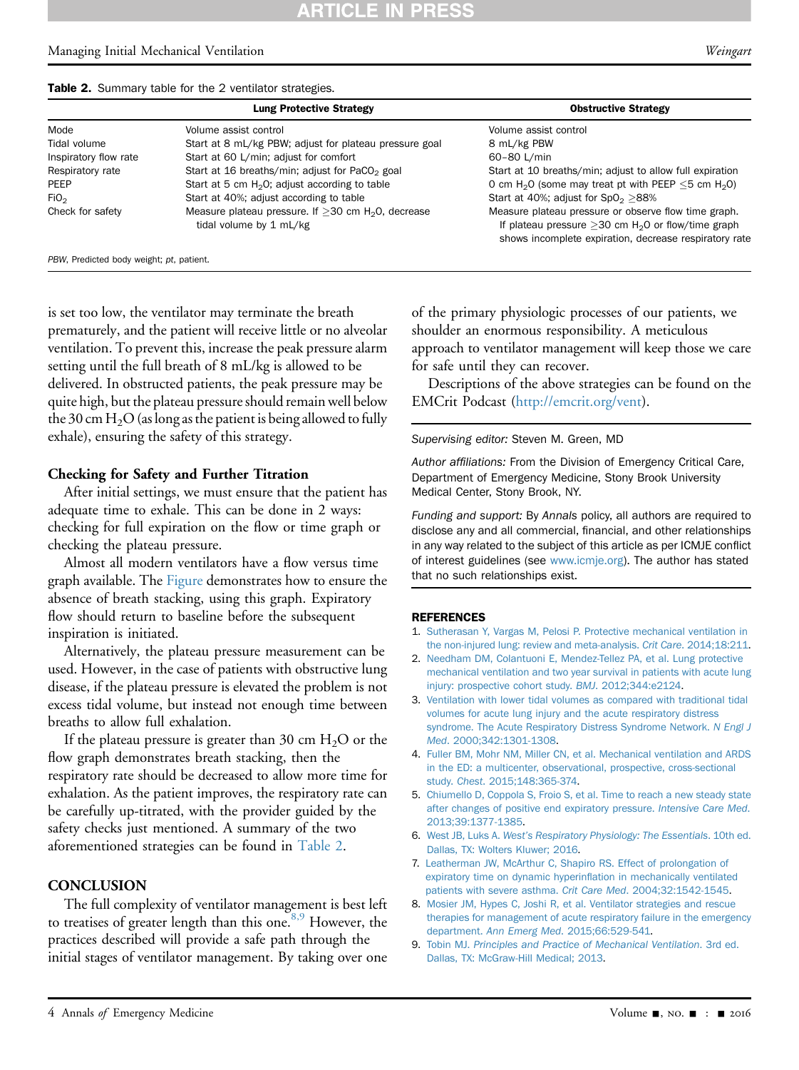**Table 2.** Summary table for the 2 ventilator strategies.

| | Lung Protective Strategy | Obstructive Strategy |
|---|---|---|
| Mode | Volume assist control | Volume assist control |
| Tidal volume | Start at 8 mL/kg PBW; adjust for plateau pressure goal | 8 mL/kg PBW |
| Inspiratory flow rate | Start at 60 L/min; adjust for comfort | 60–80 L/min |
| Respiratory rate | Start at 16 breaths/min; adjust for $PaCO_2$ goal | Start at 10 breaths/min; adjust to allow full expiration |
| PEEP | Start at 5 cm $H_2O$; adjust according to table | 0 cm $H_2O$ (some may treat pt with PEEP $\leq$5 cm $H_2O$) |
| $FiO_2$ | Start at 40%; adjust according to table | Start at 40%; adjust for $SpO_2$ $\geq$88% |
| Check for safety | Measure plateau pressure. If $\geq$30 cm $H_2O$, decrease tidal volume by 1 mL/kg | Measure plateau pressure or observe flow time graph. If plateau pressure $\geq$30 cm $H_2O$ or flow/time graph shows incomplete expiration, decrease respiratory rate |

*PBW*, Predicted body weight; *pt*, patient.

is set too low, the ventilator may terminate the breath prematurely, and the patient will receive little or no alveolar ventilation. To prevent this, increase the peak pressure alarm setting until the full breath of 8 mL/kg is allowed to be delivered. In obstructed patients, the peak pressure may be quite high, but the plateau pressure should remain well below the 30 cm $H_2O$ (as long as the patient is being allowed to fully exhale), ensuring the safety of this strategy.

## Checking for Safety and Further Titration

After initial settings, we must ensure that the patient has adequate time to exhale. This can be done in 2 ways: checking for full expiration on the flow or time graph or checking the plateau pressure.

Almost all modern ventilators have a flow versus time graph available. The Figure demonstrates how to ensure the absence of breath stacking, using this graph. Expiratory flow should return to baseline before the subsequent inspiration is initiated.

Alternatively, the plateau pressure measurement can be used. However, in the case of patients with obstructive lung disease, if the plateau pressure is elevated the problem is not excess tidal volume, but instead not enough time between breaths to allow full exhalation.

If the plateau pressure is greater than 30 cm $H_2O$ or the flow graph demonstrates breath stacking, then the respiratory rate should be decreased to allow more time for exhalation. As the patient improves, the respiratory rate can be carefully up-titrated, with the provider guided by the safety checks just mentioned. A summary of the two aforementioned strategies can be found in Table 2.

## CONCLUSION

The full complexity of ventilator management is best left to treatises of greater length than this one.[8,9] However, the practices described will provide a safe path through the initial stages of ventilator management. By taking over one of the primary physiologic processes of our patients, we shoulder an enormous responsibility. A meticulous approach to ventilator management will keep those we care for safe until they can recover.

Descriptions of the above strategies can be found on the EMCrit Podcast (http://emcrit.org/vent).

*Supervising editor:* Steven M. Green, MD

*Author affiliations:* From the Division of Emergency Critical Care, Department of Emergency Medicine, Stony Brook University Medical Center, Stony Brook, NY.

*Funding and support:* By *Annals* policy, all authors are required to disclose any and all commercial, financial, and other relationships in any way related to the subject of this article as per ICMJE conflict of interest guidelines (see www.icmje.org). The author has stated that no such relationships exist.

## REFERENCES

1. Sutherasan Y, Vargas M, Pelosi P. Protective mechanical ventilation in the non-injured lung: review and meta-analysis. *Crit Care*. 2014;18:211.
2. Needham DM, Colantuoni E, Mendez-Tellez PA, et al. Lung protective mechanical ventilation and two year survival in patients with acute lung injury: prospective cohort study. *BMJ*. 2012;344:e2124.
3. Ventilation with lower tidal volumes as compared with traditional tidal volumes for acute lung injury and the acute respiratory distress syndrome. The Acute Respiratory Distress Syndrome Network. *N Engl J Med*. 2000;342:1301-1308.
4. Fuller BM, Mohr NM, Miller CN, et al. Mechanical ventilation and ARDS in the ED: a multicenter, observational, prospective, cross-sectional study. *Chest*. 2015;148:365-374.
5. Chiumello D, Coppola S, Froio S, et al. Time to reach a new steady state after changes of positive end expiratory pressure. *Intensive Care Med*. 2013;39:1377-1385.
6. West JB, Luks A. *West's Respiratory Physiology: The Essentials*. 10th ed. Dallas, TX: Wolters Kluwer; 2016.
7. Leatherman JW, McArthur C, Shapiro RS. Effect of prolongation of expiratory time on dynamic hyperinflation in mechanically ventilated patients with severe asthma. *Crit Care Med*. 2004;32:1542-1545.
8. Mosier JM, Hypes C, Joshi R, et al. Ventilator strategies and rescue therapies for management of acute respiratory failure in the emergency department. *Ann Emerg Med*. 2015;66:529-541.
9. Tobin MJ. *Principles and Practice of Mechanical Ventilation*. 3rd ed. Dallas, TX: McGraw-Hill Medical; 2013.